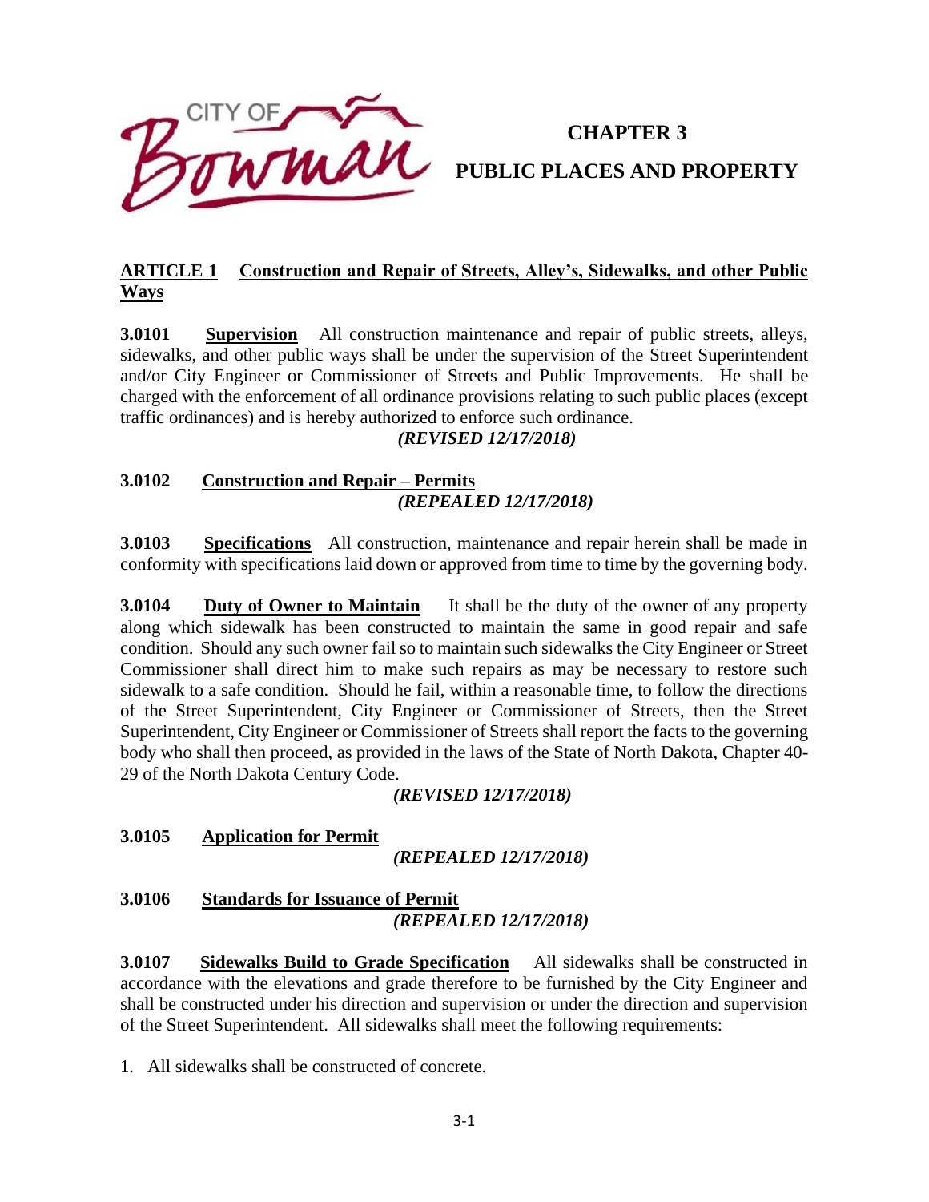# CHAPTER 3

# PUBLIC PLACES AND PROPERTY

## ARTICLE 1 Construction and Repair of Streets, Alley's, Sidewalks, and other Public Ways

**3.0101 Supervision** All construction maintenance and repair of public streets, alleys, sidewalks, and other public ways shall be under the supervision of the Street Superintendent and/or City Engineer or Commissioner of Streets and Public Improvements. He shall be charged with the enforcement of all ordinance provisions relating to such public places (except traffic ordinances) and is hereby authorized to enforce such ordinance.

***(REVISED 12/17/2018)***

**3.0102 Construction and Repair – Permits**

***(REPEALED 12/17/2018)***

**3.0103 Specifications** All construction, maintenance and repair herein shall be made in conformity with specifications laid down or approved from time to time by the governing body.

**3.0104 Duty of Owner to Maintain** It shall be the duty of the owner of any property along which sidewalk has been constructed to maintain the same in good repair and safe condition. Should any such owner fail so to maintain such sidewalks the City Engineer or Street Commissioner shall direct him to make such repairs as may be necessary to restore such sidewalk to a safe condition. Should he fail, within a reasonable time, to follow the directions of the Street Superintendent, City Engineer or Commissioner of Streets, then the Street Superintendent, City Engineer or Commissioner of Streets shall report the facts to the governing body who shall then proceed, as provided in the laws of the State of North Dakota, Chapter 40-29 of the North Dakota Century Code.

***(REVISE 12/17/2018)***

**3.0105 Application for Permit**

***(REPEALED 12/17/2018)***

**3.0106 Standards for Issuance of Permit**

***(REPEALED 12/17/2018)***

**3.0107 Sidewalks Build to Grade Specification** All sidewalks shall be constructed in accordance with the elevations and grade therefore to be furnished by the City Engineer and shall be constructed under his direction and supervision or under the direction and supervision of the Street Superintendent. All sidewalks shall meet the following requirements:

1. All sidewalks shall be constructed of concrete.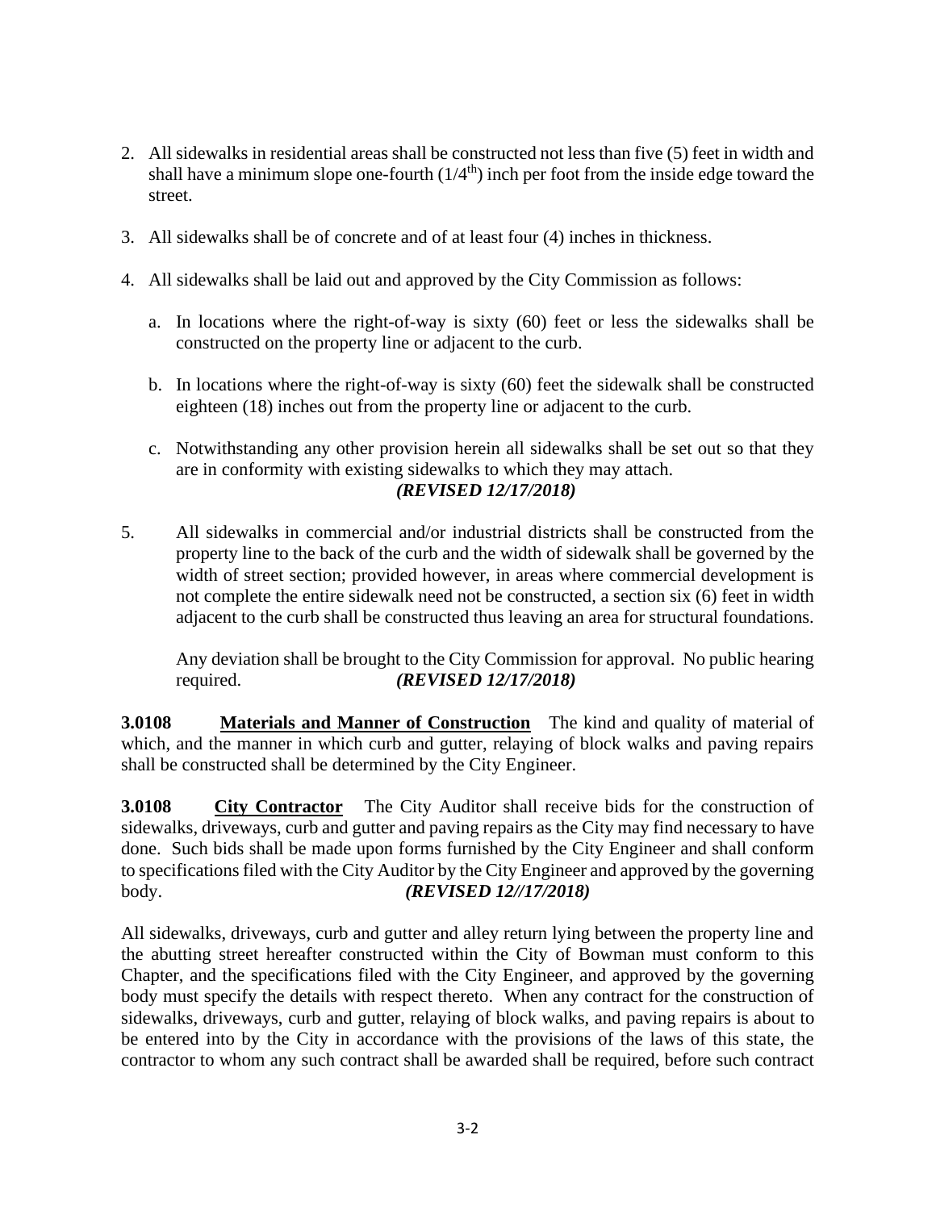2. All sidewalks in residential areas shall be constructed not less than five (5) feet in width and shall have a minimum slope one-fourth (1/4th) inch per foot from the inside edge toward the street.

3. All sidewalks shall be of concrete and of at least four (4) inches in thickness.

4. All sidewalks shall be laid out and approved by the City Commission as follows:

   a. In locations where the right-of-way is sixty (60) feet or less the sidewalks shall be constructed on the property line or adjacent to the curb.

   b. In locations where the right-of-way is sixty (60) feet the sidewalk shall be constructed eighteen (18) inches out from the property line or adjacent to the curb.

   c. Notwithstanding any other provision herein all sidewalks shall be set out so that they are in conformity with existing sidewalks to which they may attach. ***(REVISED 12/17/2018)***

5. All sidewalks in commercial and/or industrial districts shall be constructed from the property line to the back of the curb and the width of sidewalk shall be governed by the width of street section; provided however, in areas where commercial development is not complete the entire sidewalk need not be constructed, a section six (6) feet in width adjacent to the curb shall be constructed thus leaving an area for structural foundations.

   Any deviation shall be brought to the City Commission for approval. No public hearing required. ***(REVISED 12/17/2018)***

**3.0108** **Materials and Manner of Construction** The kind and quality of material of which, and the manner in which curb and gutter, relaying of block walks and paving repairs shall be constructed shall be determined by the City Engineer.

**3.0108** **City Contractor** The City Auditor shall receive bids for the construction of sidewalks, driveways, curb and gutter and paving repairs as the City may find necessary to have done. Such bids shall be made upon forms furnished by the City Engineer and shall conform to specifications filed with the City Auditor by the City Engineer and approved by the governing body. ***(REVISED 12//17/2018)***

All sidewalks, driveways, curb and gutter and alley return lying between the property line and the abutting street hereafter constructed within the City of Bowman must conform to this Chapter, and the specifications filed with the City Engineer, and approved by the governing body must specify the details with respect thereto. When any contract for the construction of sidewalks, driveways, curb and gutter, relaying of block walks, and paving repairs is about to be entered into by the City in accordance with the provisions of the laws of this state, the contractor to whom any such contract shall be awarded shall be required, before such contract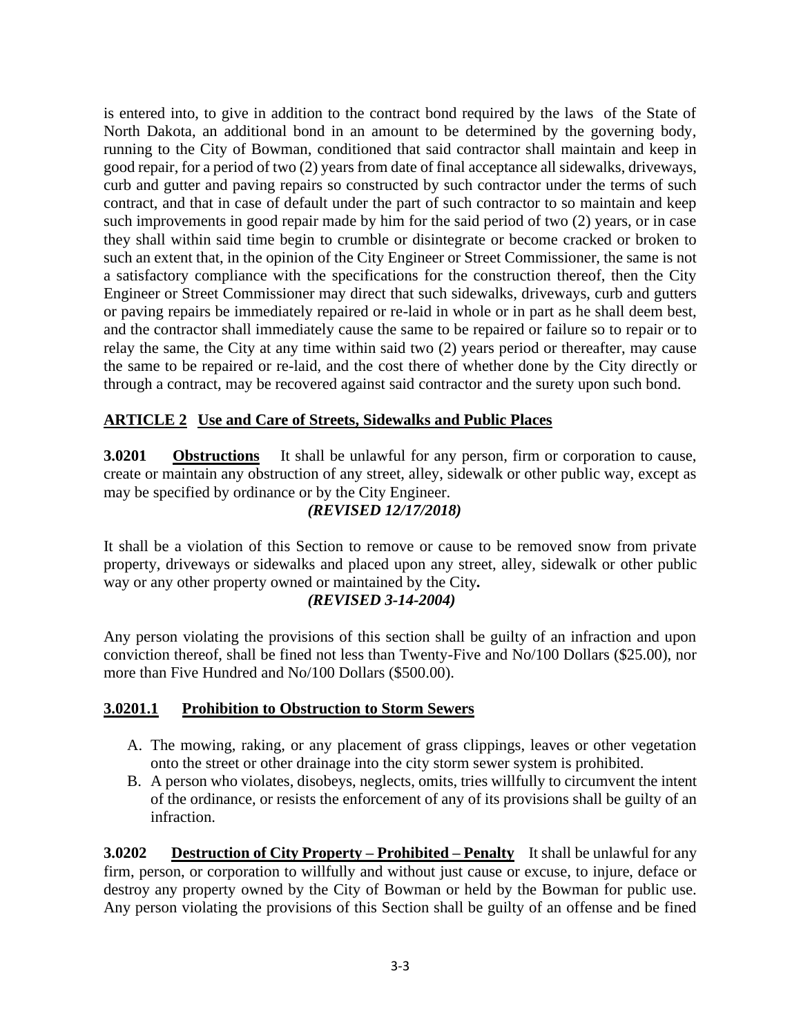is entered into, to give in addition to the contract bond required by the laws of the State of North Dakota, an additional bond in an amount to be determined by the governing body, running to the City of Bowman, conditioned that said contractor shall maintain and keep in good repair, for a period of two (2) years from date of final acceptance all sidewalks, driveways, curb and gutter and paving repairs so constructed by such contractor under the terms of such contract, and that in case of default under the part of such contractor to so maintain and keep such improvements in good repair made by him for the said period of two (2) years, or in case they shall within said time begin to crumble or disintegrate or become cracked or broken to such an extent that, in the opinion of the City Engineer or Street Commissioner, the same is not a satisfactory compliance with the specifications for the construction thereof, then the City Engineer or Street Commissioner may direct that such sidewalks, driveways, curb and gutters or paving repairs be immediately repaired or re-laid in whole or in part as he shall deem best, and the contractor shall immediately cause the same to be repaired or failure so to repair or to relay the same, the City at any time within said two (2) years period or thereafter, may cause the same to be repaired or re-laid, and the cost there of whether done by the City directly or through a contract, may be recovered against said contractor and the surety upon such bond.

## ARTICLE 2 Use and Care of Streets, Sidewalks and Public Places

**3.0201 Obstructions** It shall be unlawful for any person, firm or corporation to cause, create or maintain any obstruction of any street, alley, sidewalk or other public way, except as may be specified by ordinance or by the City Engineer.

***(REVISED 12/17/2018)***

It shall be a violation of this Section to remove or cause to be removed snow from private property, driveways or sidewalks and placed upon any street, alley, sidewalk or other public way or any other property owned or maintained by the City**.**

***(REVISED 3-14-2004)***

Any person violating the provisions of this section shall be guilty of an infraction and upon conviction thereof, shall be fined not less than Twenty-Five and No/100 Dollars ($25.00), nor more than Five Hundred and No/100 Dollars ($500.00).

### 3.0201.1 Prohibition to Obstruction to Storm Sewers

A. The mowing, raking, or any placement of grass clippings, leaves or other vegetation onto the street or other drainage into the city storm sewer system is prohibited.

B. A person who violates, disobeys, neglects, omits, tries willfully to circumvent the intent of the ordinance, or resists the enforcement of any of its provisions shall be guilty of an infraction.

**3.0202 Destruction of City Property – Prohibited – Penalty** It shall be unlawful for any firm, person, or corporation to willfully and without just cause or excuse, to injure, deface or destroy any property owned by the City of Bowman or held by the Bowman for public use. Any person violating the provisions of this Section shall be guilty of an offense and be fined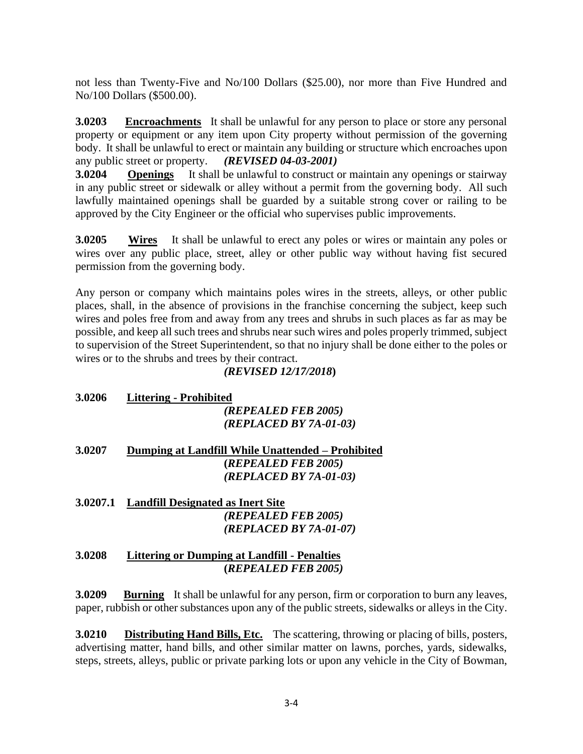not less than Twenty-Five and No/100 Dollars ($25.00), nor more than Five Hundred and No/100 Dollars ($500.00).

**3.0203** **Encroachments** It shall be unlawful for any person to place or store any personal property or equipment or any item upon City property without permission of the governing body. It shall be unlawful to erect or maintain any building or structure which encroaches upon any public street or property. ***(REVISED 04-03-2001)***

**3.0204** **Openings** It shall be unlawful to construct or maintain any openings or stairway in any public street or sidewalk or alley without a permit from the governing body. All such lawfully maintained openings shall be guarded by a suitable strong cover or railing to be approved by the City Engineer or the official who supervises public improvements.

**3.0205** **Wires** It shall be unlawful to erect any poles or wires or maintain any poles or wires over any public place, street, alley or other public way without having fist secured permission from the governing body.

Any person or company which maintains poles wires in the streets, alleys, or other public places, shall, in the absence of provisions in the franchise concerning the subject, keep such wires and poles free from and away from any trees and shrubs in such places as far as may be possible, and keep all such trees and shrubs near such wires and poles properly trimmed, subject to supervision of the Street Superintendent, so that no injury shall be done either to the poles or wires or to the shrubs and trees by their contract.

***(REVISED 12/17/2018)***

**3.0206** **Littering - Prohibited**

***(REPEALED FEB 2005)***
***(REPLACED BY 7A-01-03)***

**3.0207** **Dumping at Landfill While Unattended – Prohibited**

***(REPEALED FEB 2005)***
***(REPLACED BY 7A-01-03)***

**3.0207.1** **Landfill Designated as Inert Site**

***(REPEALED FEB 2005)***
***(REPLACED BY 7A-01-07)***

**3.0208** **Littering or Dumping at Landfill - Penalties**

***(REPEALED FEB 2005)***

**3.0209** **Burning** It shall be unlawful for any person, firm or corporation to burn any leaves, paper, rubbish or other substances upon any of the public streets, sidewalks or alleys in the City.

**3.0210** **Distributing Hand Bills, Etc.** The scattering, throwing or placing of bills, posters, advertising matter, hand bills, and other similar matter on lawns, porches, yards, sidewalks, steps, streets, alleys, public or private parking lots or upon any vehicle in the City of Bowman,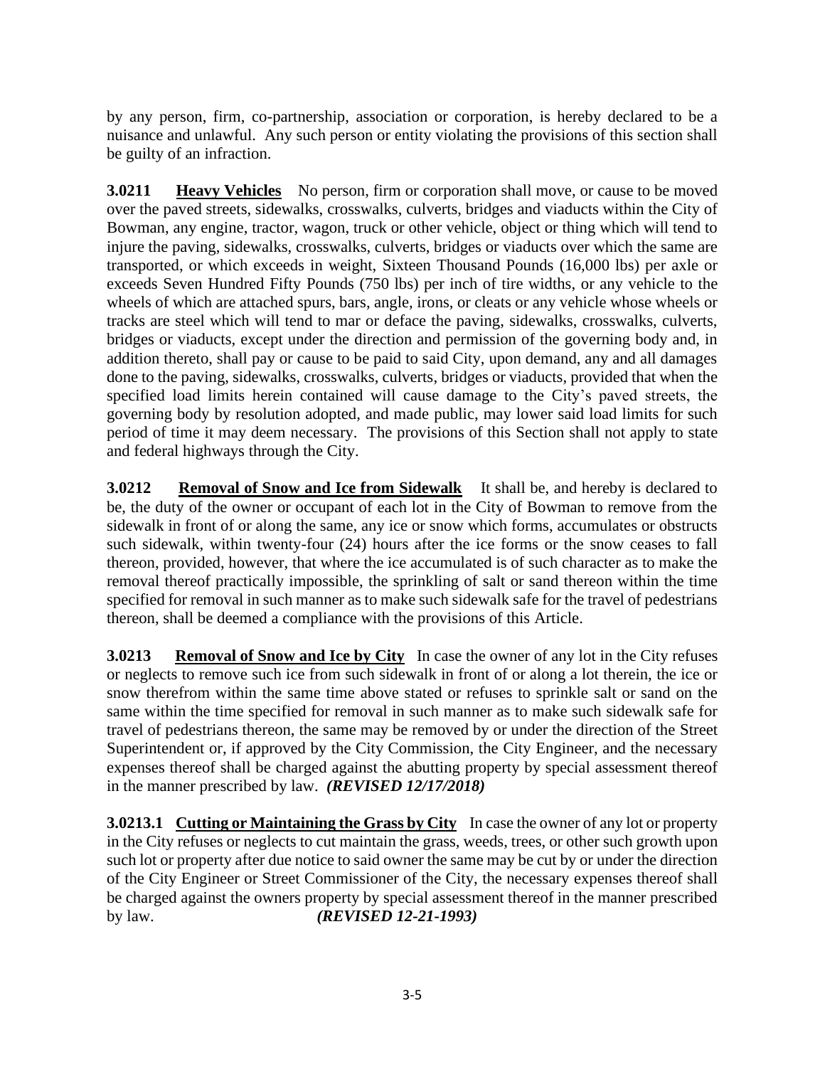by any person, firm, co-partnership, association or corporation, is hereby declared to be a nuisance and unlawful. Any such person or entity violating the provisions of this section shall be guilty of an infraction.

**3.0211** **Heavy Vehicles** No person, firm or corporation shall move, or cause to be moved over the paved streets, sidewalks, crosswalks, culverts, bridges and viaducts within the City of Bowman, any engine, tractor, wagon, truck or other vehicle, object or thing which will tend to injure the paving, sidewalks, crosswalks, culverts, bridges or viaducts over which the same are transported, or which exceeds in weight, Sixteen Thousand Pounds (16,000 lbs) per axle or exceeds Seven Hundred Fifty Pounds (750 lbs) per inch of tire widths, or any vehicle to the wheels of which are attached spurs, bars, angle, irons, or cleats or any vehicle whose wheels or tracks are steel which will tend to mar or deface the paving, sidewalks, crosswalks, culverts, bridges or viaducts, except under the direction and permission of the governing body and, in addition thereto, shall pay or cause to be paid to said City, upon demand, any and all damages done to the paving, sidewalks, crosswalks, culverts, bridges or viaducts, provided that when the specified load limits herein contained will cause damage to the City's paved streets, the governing body by resolution adopted, and made public, may lower said load limits for such period of time it may deem necessary. The provisions of this Section shall not apply to state and federal highways through the City.

**3.0212** **Removal of Snow and Ice from Sidewalk** It shall be, and hereby is declared to be, the duty of the owner or occupant of each lot in the City of Bowman to remove from the sidewalk in front of or along the same, any ice or snow which forms, accumulates or obstructs such sidewalk, within twenty-four (24) hours after the ice forms or the snow ceases to fall thereon, provided, however, that where the ice accumulated is of such character as to make the removal thereof practically impossible, the sprinkling of salt or sand thereon within the time specified for removal in such manner as to make such sidewalk safe for the travel of pedestrians thereon, shall be deemed a compliance with the provisions of this Article.

**3.0213** **Removal of Snow and Ice by City** In case the owner of any lot in the City refuses or neglects to remove such ice from such sidewalk in front of or along a lot therein, the ice or snow therefrom within the same time above stated or refuses to sprinkle salt or sand on the same within the time specified for removal in such manner as to make such sidewalk safe for travel of pedestrians thereon, the same may be removed by or under the direction of the Street Superintendent or, if approved by the City Commission, the City Engineer, and the necessary expenses thereof shall be charged against the abutting property by special assessment thereof in the manner prescribed by law. ***(REVISED 12/17/2018)***

**3.0213.1** **Cutting or Maintaining the Grass by City** In case the owner of any lot or property in the City refuses or neglects to cut maintain the grass, weeds, trees, or other such growth upon such lot or property after due notice to said owner the same may be cut by or under the direction of the City Engineer or Street Commissioner of the City, the necessary expenses thereof shall be charged against the owners property by special assessment thereof in the manner prescribed by law. ***(REVISED 12-21-1993)***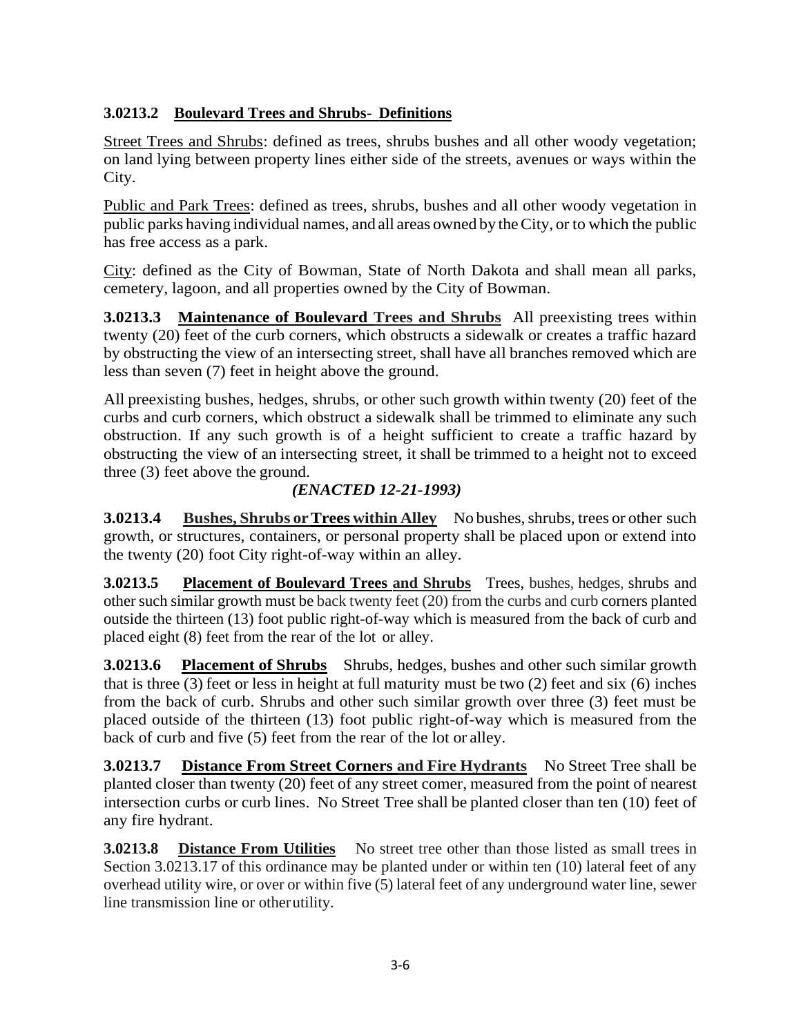**3.0213.2 Boulevard Trees and Shrubs- Definitions**

Street Trees and Shrubs: defined as trees, shrubs bushes and all other woody vegetation; on land lying between property lines either side of the streets, avenues or ways within the City.

Public and Park Trees: defined as trees, shrubs, bushes and all other woody vegetation in public parks having individual names, and all areas owned by the City, or to which the public has free access as a park.

City: defined as the City of Bowman, State of North Dakota and shall mean all parks, cemetery, lagoon, and all properties owned by the City of Bowman.

**3.0213.3 Maintenance of Boulevard Trees and Shrubs** All preexisting trees within twenty (20) feet of the curb corners, which obstructs a sidewalk or creates a traffic hazard by obstructing the view of an intersecting street, shall have all branches removed which are less than seven (7) feet in height above the ground.

All preexisting bushes, hedges, shrubs, or other such growth within twenty (20) feet of the curbs and curb corners, which obstruct a sidewalk shall be trimmed to eliminate any such obstruction. If any such growth is of a height sufficient to create a traffic hazard by obstructing the view of an intersecting street, it shall be trimmed to a height not to exceed three (3) feet above the ground.

***(ENACTED 12-21-1993)***

**3.0213.4 Bushes, Shrubs or Trees within Alley** No bushes, shrubs, trees or other such growth, or structures, containers, or personal property shall be placed upon or extend into the twenty (20) foot City right-of-way within an alley.

**3.0213.5 Placement of Boulevard Trees and Shrubs** Trees, bushes, hedges, shrubs and other such similar growth must be back twenty feet (20) from the curbs and curb corners planted outside the thirteen (13) foot public right-of-way which is measured from the back of curb and placed eight (8) feet from the rear of the lot or alley.

**3.0213.6 Placement of Shrubs** Shrubs, hedges, bushes and other such similar growth that is three (3) feet or less in height at full maturity must be two (2) feet and six (6) inches from the back of curb. Shrubs and other such similar growth over three (3) feet must be placed outside of the thirteen (13) foot public right-of-way which is measured from the back of curb and five (5) feet from the rear of the lot or alley.

**3.0213.7 Distance From Street Corners and Fire Hydrants** No Street Tree shall be planted closer than twenty (20) feet of any street comer, measured from the point of nearest intersection curbs or curb lines. No Street Tree shall be planted closer than ten (10) feet of any fire hydrant.

**3.0213.8 Distance From Utilities** No street tree other than those listed as small trees in Section 3.0213.17 of this ordinance may be planted under or within ten (10) lateral feet of any overhead utility wire, or over or within five (5) lateral feet of any underground water line, sewer line transmission line or otherutility.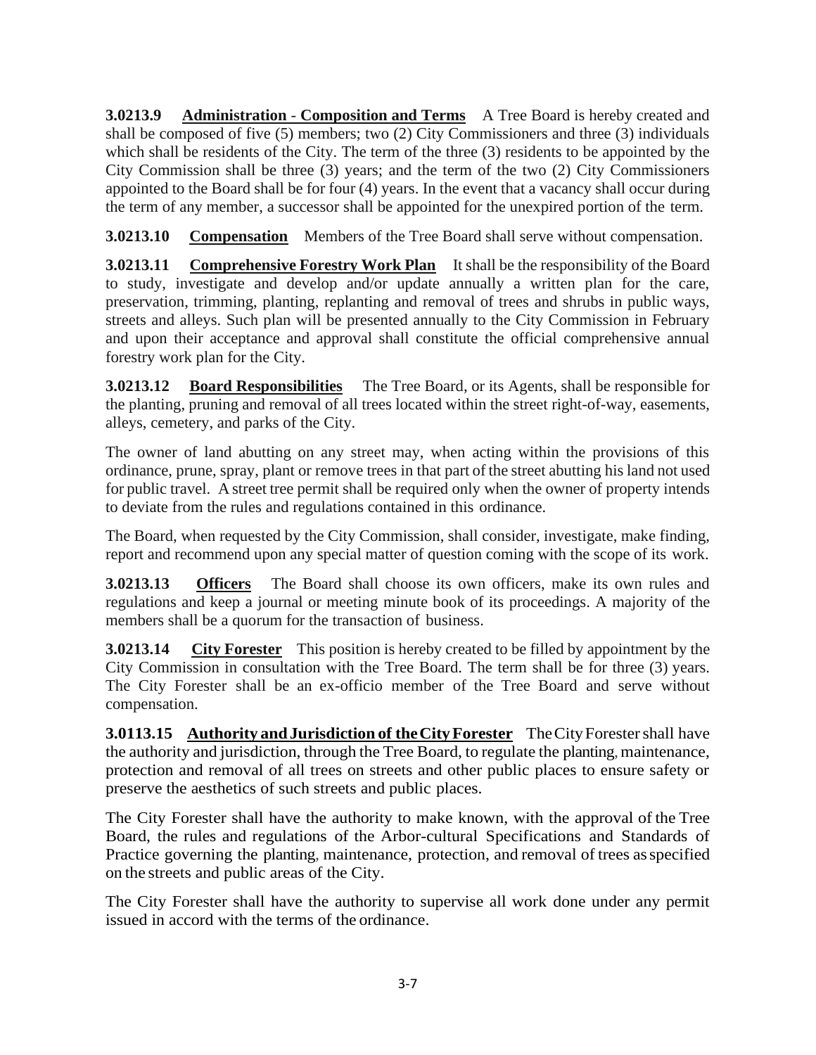**3.0213.9 Administration - Composition and Terms** A Tree Board is hereby created and shall be composed of five (5) members; two (2) City Commissioners and three (3) individuals which shall be residents of the City. The term of the three (3) residents to be appointed by the City Commission shall be three (3) years; and the term of the two (2) City Commissioners appointed to the Board shall be for four (4) years. In the event that a vacancy shall occur during the term of any member, a successor shall be appointed for the unexpired portion of the term.

**3.0213.10 Compensation** Members of the Tree Board shall serve without compensation.

**3.0213.11 Comprehensive Forestry Work Plan** It shall be the responsibility of the Board to study, investigate and develop and/or update annually a written plan for the care, preservation, trimming, planting, replanting and removal of trees and shrubs in public ways, streets and alleys. Such plan will be presented annually to the City Commission in February and upon their acceptance and approval shall constitute the official comprehensive annual forestry work plan for the City.

**3.0213.12 Board Responsibilities** The Tree Board, or its Agents, shall be responsible for the planting, pruning and removal of all trees located within the street right-of-way, easements, alleys, cemetery, and parks of the City.

The owner of land abutting on any street may, when acting within the provisions of this ordinance, prune, spray, plant or remove trees in that part of the street abutting his land not used for public travel. A street tree permit shall be required only when the owner of property intends to deviate from the rules and regulations contained in this ordinance.

The Board, when requested by the City Commission, shall consider, investigate, make finding, report and recommend upon any special matter of question coming with the scope of its work.

**3.0213.13 Officers** The Board shall choose its own officers, make its own rules and regulations and keep a journal or meeting minute book of its proceedings. A majority of the members shall be a quorum for the transaction of business.

**3.0213.14 City Forester** This position is hereby created to be filled by appointment by the City Commission in consultation with the Tree Board. The term shall be for three (3) years. The City Forester shall be an ex-officio member of the Tree Board and serve without compensation.

**3.0113.15 Authority and Jurisdiction of the City Forester** The City Forester shall have the authority and jurisdiction, through the Tree Board, to regulate the planting, maintenance, protection and removal of all trees on streets and other public places to ensure safety or preserve the aesthetics of such streets and public places.

The City Forester shall have the authority to make known, with the approval of the Tree Board, the rules and regulations of the Arbor-cultural Specifications and Standards of Practice governing the planting, maintenance, protection, and removal of trees as specified on the streets and public areas of the City.

The City Forester shall have the authority to supervise all work done under any permit issued in accord with the terms of the ordinance.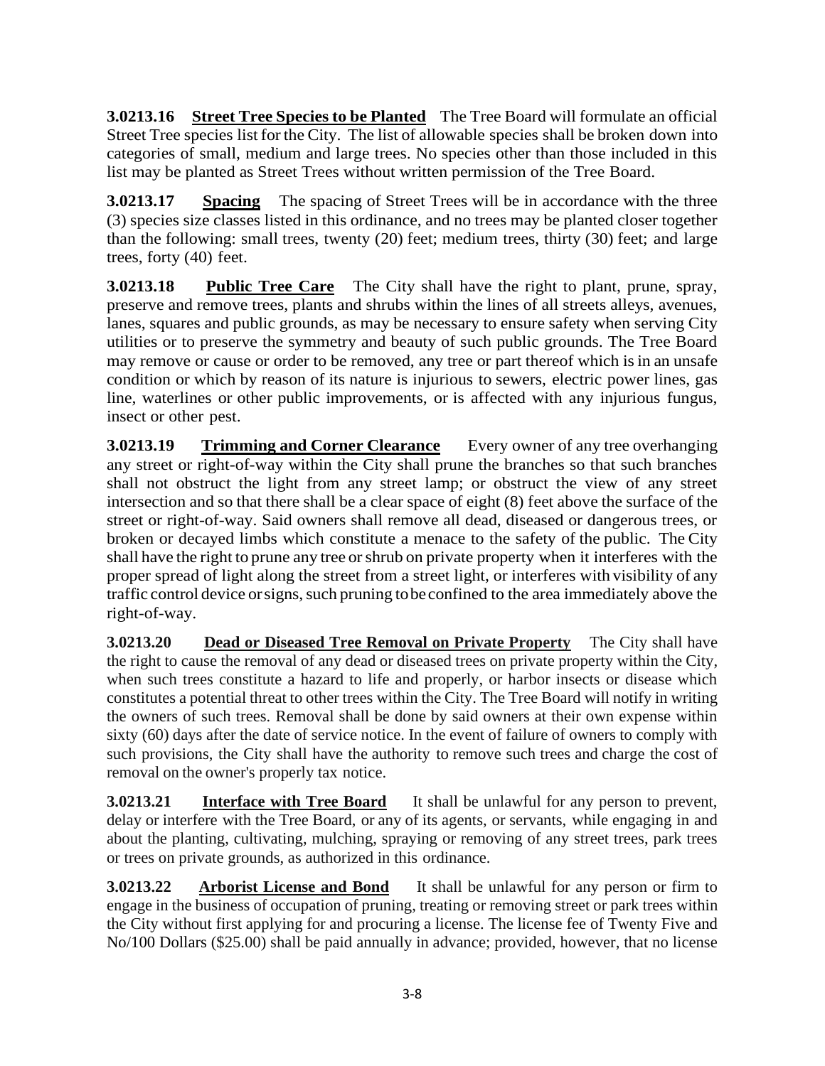**3.0213.16 Street Tree Species to be Planted** The Tree Board will formulate an official Street Tree species list for the City. The list of allowable species shall be broken down into categories of small, medium and large trees. No species other than those included in this list may be planted as Street Trees without written permission of the Tree Board.

**3.0213.17 Spacing** The spacing of Street Trees will be in accordance with the three (3) species size classes listed in this ordinance, and no trees may be planted closer together than the following: small trees, twenty (20) feet; medium trees, thirty (30) feet; and large trees, forty (40) feet.

**3.0213.18 Public Tree Care** The City shall have the right to plant, prune, spray, preserve and remove trees, plants and shrubs within the lines of all streets alleys, avenues, lanes, squares and public grounds, as may be necessary to ensure safety when serving City utilities or to preserve the symmetry and beauty of such public grounds. The Tree Board may remove or cause or order to be removed, any tree or part thereof which is in an unsafe condition or which by reason of its nature is injurious to sewers, electric power lines, gas line, waterlines or other public improvements, or is affected with any injurious fungus, insect or other pest.

**3.0213.19 Trimming and Corner Clearance** Every owner of any tree overhanging any street or right-of-way within the City shall prune the branches so that such branches shall not obstruct the light from any street lamp; or obstruct the view of any street intersection and so that there shall be a clear space of eight (8) feet above the surface of the street or right-of-way. Said owners shall remove all dead, diseased or dangerous trees, or broken or decayed limbs which constitute a menace to the safety of the public. The City shall have the right to prune any tree or shrub on private property when it interferes with the proper spread of light along the street from a street light, or interferes with visibility of any traffic control device or signs, such pruning to be confined to the area immediately above the right-of-way.

**3.0213.20 Dead or Diseased Tree Removal on Private Property** The City shall have the right to cause the removal of any dead or diseased trees on private property within the City, when such trees constitute a hazard to life and properly, or harbor insects or disease which constitutes a potential threat to other trees within the City. The Tree Board will notify in writing the owners of such trees. Removal shall be done by said owners at their own expense within sixty (60) days after the date of service notice. In the event of failure of owners to comply with such provisions, the City shall have the authority to remove such trees and charge the cost of removal on the owner's properly tax notice.

**3.0213.21 Interface with Tree Board** It shall be unlawful for any person to prevent, delay or interfere with the Tree Board, or any of its agents, or servants, while engaging in and about the planting, cultivating, mulching, spraying or removing of any street trees, park trees or trees on private grounds, as authorized in this ordinance.

**3.0213.22 Arborist License and Bond** It shall be unlawful for any person or firm to engage in the business of occupation of pruning, treating or removing street or park trees within the City without first applying for and procuring a license. The license fee of Twenty Five and No/100 Dollars ($25.00) shall be paid annually in advance; provided, however, that no license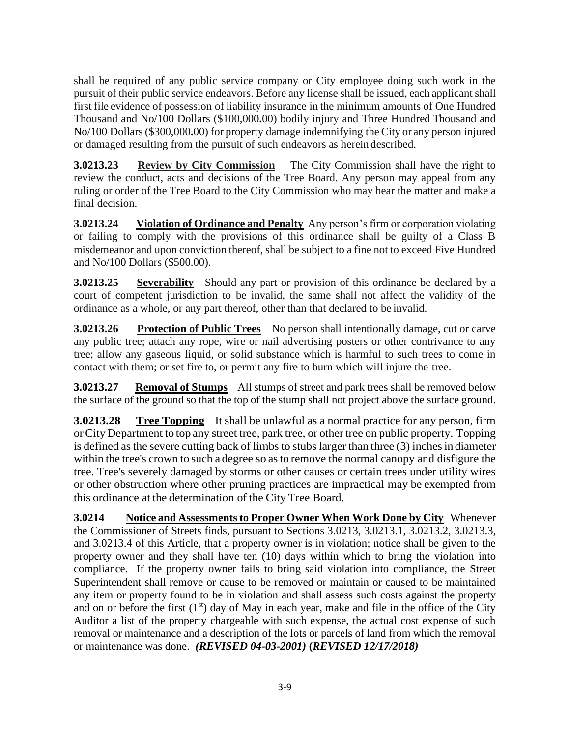shall be required of any public service company or City employee doing such work in the pursuit of their public service endeavors. Before any license shall be issued, each applicant shall first file evidence of possession of liability insurance in the minimum amounts of One Hundred Thousand and No/100 Dollars ($100,000**.**00) bodily injury and Three Hundred Thousand and No/100 Dollars ($300,000**.**00) for property damage indemnifying the City or any person injured or damaged resulting from the pursuit of such endeavors as herein described.

**3.0213.23 Review by City Commission** The City Commission shall have the right to review the conduct, acts and decisions of the Tree Board. Any person may appeal from any ruling or order of the Tree Board to the City Commission who may hear the matter and make a final decision.

**3.0213.24 Violation of Ordinance and Penalty** Any person's firm or corporation violating or failing to comply with the provisions of this ordinance shall be guilty of a Class B misdemeanor and upon conviction thereof, shall be subject to a fine not to exceed Five Hundred and No/100 Dollars ($500.00).

**3.0213.25 Severability** Should any part or provision of this ordinance be declared by a court of competent jurisdiction to be invalid, the same shall not affect the validity of the ordinance as a whole, or any part thereof, other than that declared to be invalid.

**3.0213.26 Protection of Public Trees** No person shall intentionally damage, cut or carve any public tree; attach any rope, wire or nail advertising posters or other contrivance to any tree; allow any gaseous liquid, or solid substance which is harmful to such trees to come in contact with them; or set fire to, or permit any fire to burn which will injure the tree.

**3.0213.27 Removal of Stumps** All stumps of street and park trees shall be removed below the surface of the ground so that the top of the stump shall not project above the surface ground.

**3.0213.28 Tree Topping** It shall be unlawful as a normal practice for any person, firm or City Department to top any street tree, park tree, or other tree on public property. Topping is defined as the severe cutting back of limbs to stubs larger than three (3) inches in diameter within the tree's crown to such a degree so as to remove the normal canopy and disfigure the tree. Tree's severely damaged by storms or other causes or certain trees under utility wires or other obstruction where other pruning practices are impractical may be exempted from this ordinance at the determination of the City Tree Board.

**3.0214 Notice and Assessments to Proper Owner When Work Done by City** Whenever the Commissioner of Streets finds, pursuant to Sections 3.0213, 3.0213.1, 3.0213.2, 3.0213.3, and 3.0213.4 of this Article, that a property owner is in violation; notice shall be given to the property owner and they shall have ten (10) days within which to bring the violation into compliance. If the property owner fails to bring said violation into compliance, the Street Superintendent shall remove or cause to be removed or maintain or caused to be maintained any item or property found to be in violation and shall assess such costs against the property and on or before the first (1st) day of May in each year, make and file in the office of the City Auditor a list of the property chargeable with such expense, the actual cost expense of such removal or maintenance and a description of the lots or parcels of land from which the removal or maintenance was done. ***(REVISED 04-03-2001)* (*REVISED 12/17/2018)***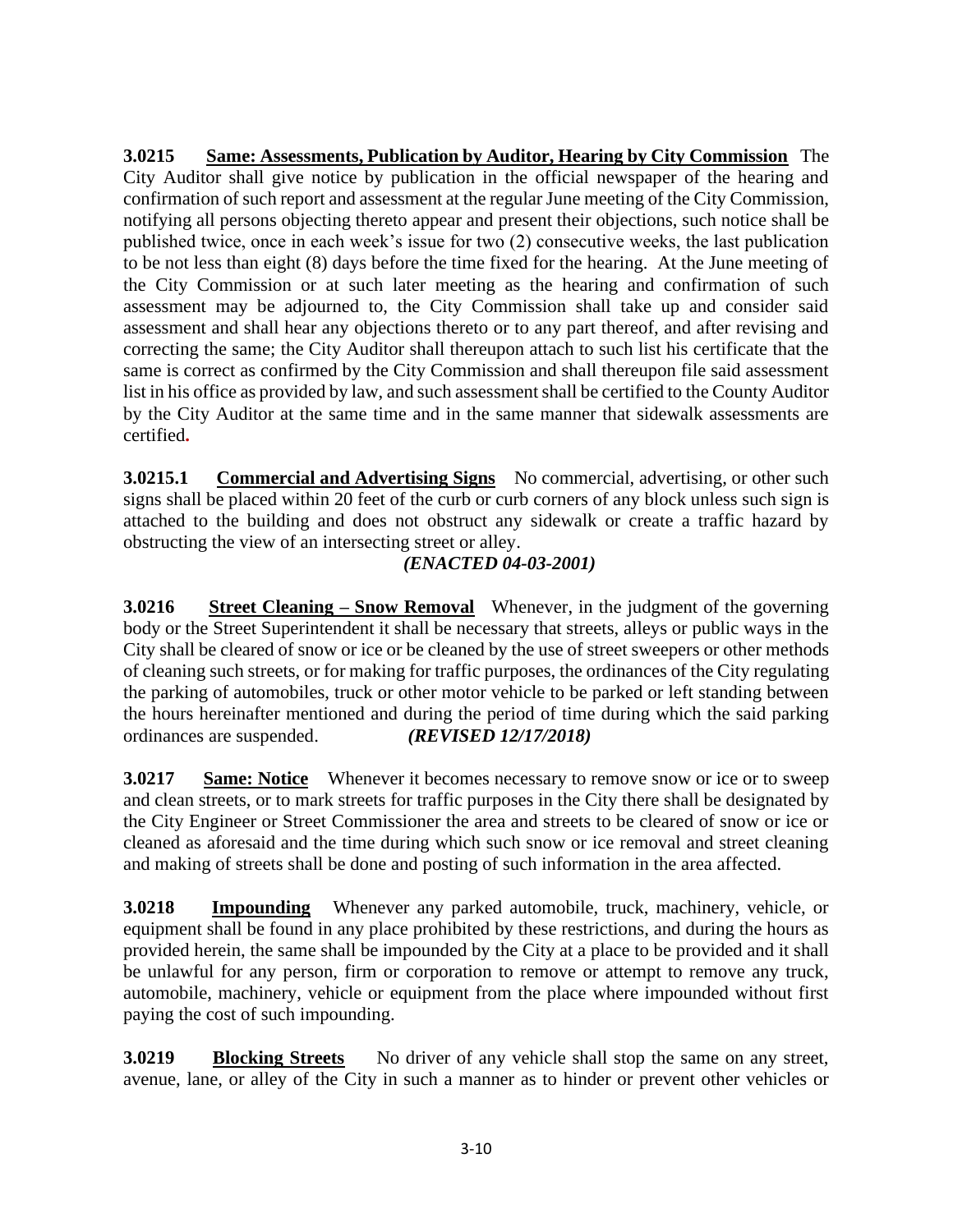**3.0215 <u>Same: Assessments, Publication by Auditor, Hearing by City Commission</u>** The City Auditor shall give notice by publication in the official newspaper of the hearing and confirmation of such report and assessment at the regular June meeting of the City Commission, notifying all persons objecting thereto appear and present their objections, such notice shall be published twice, once in each week's issue for two (2) consecutive weeks, the last publication to be not less than eight (8) days before the time fixed for the hearing. At the June meeting of the City Commission or at such later meeting as the hearing and confirmation of such assessment may be adjourned to, the City Commission shall take up and consider said assessment and shall hear any objections thereto or to any part thereof, and after revising and correcting the same; the City Auditor shall thereupon attach to such list his certificate that the same is correct as confirmed by the City Commission and shall thereupon file said assessment list in his office as provided by law, and such assessment shall be certified to the County Auditor by the City Auditor at the same time and in the same manner that sidewalk assessments are certified**.**

**3.0215.1 <u>Commercial and Advertising Signs</u>** No commercial, advertising, or other such signs shall be placed within 20 feet of the curb or curb corners of any block unless such sign is attached to the building and does not obstruct any sidewalk or create a traffic hazard by obstructing the view of an intersecting street or alley.

***(ENACTED 04-03-2001)***

**3.0216 <u>Street Cleaning – Snow Removal</u>** Whenever, in the judgment of the governing body or the Street Superintendent it shall be necessary that streets, alleys or public ways in the City shall be cleared of snow or ice or be cleaned by the use of street sweepers or other methods of cleaning such streets, or for making for traffic purposes, the ordinances of the City regulating the parking of automobiles, truck or other motor vehicle to be parked or left standing between the hours hereinafter mentioned and during the period of time during which the said parking ordinances are suspended. ***(REVISED 12/17/2018)***

**3.0217 <u>Same: Notice</u>** Whenever it becomes necessary to remove snow or ice or to sweep and clean streets, or to mark streets for traffic purposes in the City there shall be designated by the City Engineer or Street Commissioner the area and streets to be cleared of snow or ice or cleaned as aforesaid and the time during which such snow or ice removal and street cleaning and making of streets shall be done and posting of such information in the area affected.

**3.0218 <u>Impounding</u>** Whenever any parked automobile, truck, machinery, vehicle, or equipment shall be found in any place prohibited by these restrictions, and during the hours as provided herein, the same shall be impounded by the City at a place to be provided and it shall be unlawful for any person, firm or corporation to remove or attempt to remove any truck, automobile, machinery, vehicle or equipment from the place where impounded without first paying the cost of such impounding.

**3.0219 <u>Blocking Streets</u>** No driver of any vehicle shall stop the same on any street, avenue, lane, or alley of the City in such a manner as to hinder or prevent other vehicles or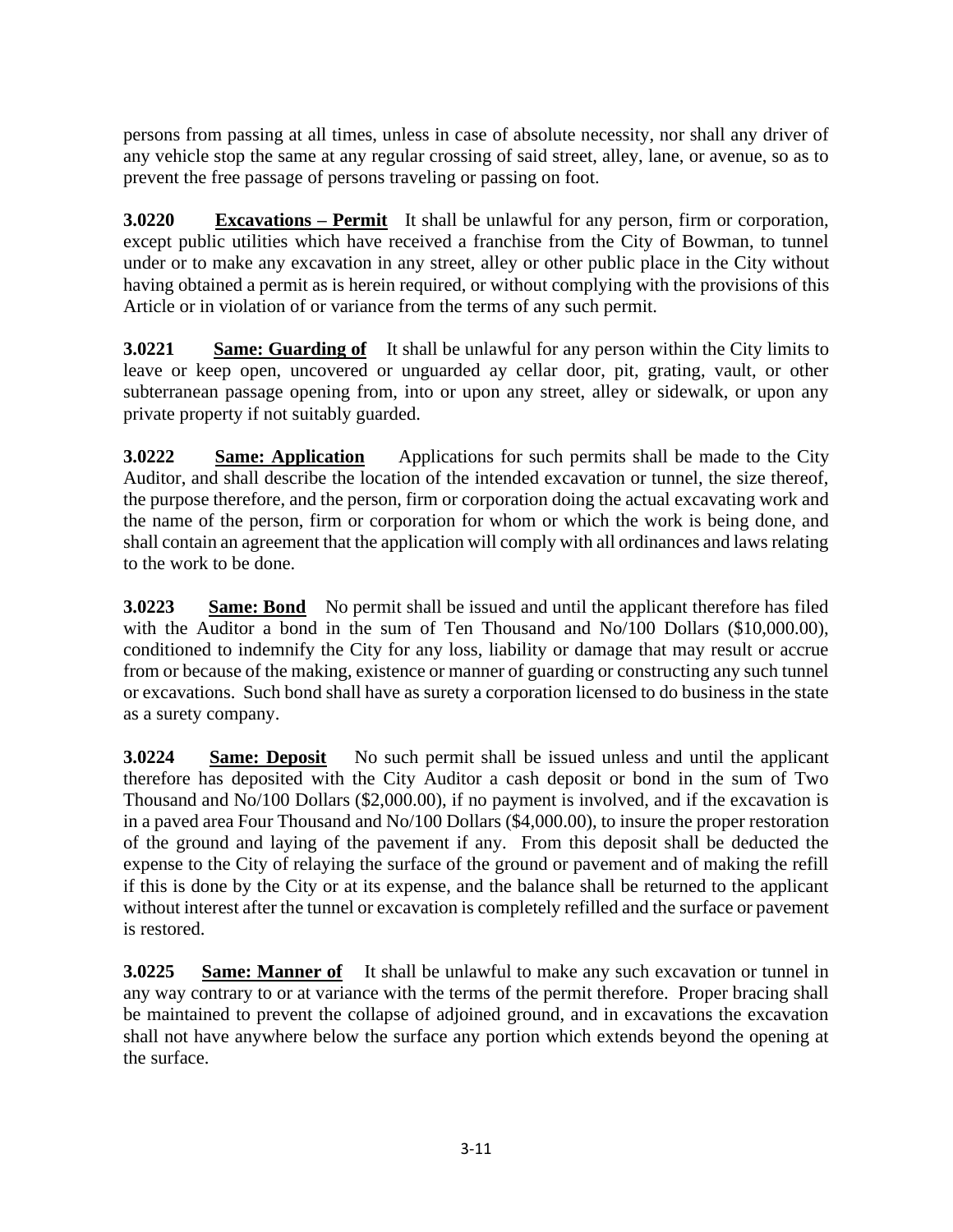persons from passing at all times, unless in case of absolute necessity, nor shall any driver of any vehicle stop the same at any regular crossing of said street, alley, lane, or avenue, so as to prevent the free passage of persons traveling or passing on foot.

**3.0220** **<u>Excavations – Permit</u>** It shall be unlawful for any person, firm or corporation, except public utilities which have received a franchise from the City of Bowman, to tunnel under or to make any excavation in any street, alley or other public place in the City without having obtained a permit as is herein required, or without complying with the provisions of this Article or in violation of or variance from the terms of any such permit.

**3.0221** **<u>Same: Guarding of</u>** It shall be unlawful for any person within the City limits to leave or keep open, uncovered or unguarded ay cellar door, pit, grating, vault, or other subterranean passage opening from, into or upon any street, alley or sidewalk, or upon any private property if not suitably guarded.

**3.0222** **<u>Same: Application</u>** Applications for such permits shall be made to the City Auditor, and shall describe the location of the intended excavation or tunnel, the size thereof, the purpose therefore, and the person, firm or corporation doing the actual excavating work and the name of the person, firm or corporation for whom or which the work is being done, and shall contain an agreement that the application will comply with all ordinances and laws relating to the work to be done.

**3.0223** **<u>Same: Bond</u>** No permit shall be issued and until the applicant therefore has filed with the Auditor a bond in the sum of Ten Thousand and No/100 Dollars ($10,000.00), conditioned to indemnify the City for any loss, liability or damage that may result or accrue from or because of the making, existence or manner of guarding or constructing any such tunnel or excavations. Such bond shall have as surety a corporation licensed to do business in the state as a surety company.

**3.0224** **<u>Same: Deposit</u>** No such permit shall be issued unless and until the applicant therefore has deposited with the City Auditor a cash deposit or bond in the sum of Two Thousand and No/100 Dollars ($2,000.00), if no payment is involved, and if the excavation is in a paved area Four Thousand and No/100 Dollars ($4,000.00), to insure the proper restoration of the ground and laying of the pavement if any. From this deposit shall be deducted the expense to the City of relaying the surface of the ground or pavement and of making the refill if this is done by the City or at its expense, and the balance shall be returned to the applicant without interest after the tunnel or excavation is completely refilled and the surface or pavement is restored.

**3.0225** **<u>Same: Manner of</u>** It shall be unlawful to make any such excavation or tunnel in any way contrary to or at variance with the terms of the permit therefore. Proper bracing shall be maintained to prevent the collapse of adjoined ground, and in excavations the excavation shall not have anywhere below the surface any portion which extends beyond the opening at the surface.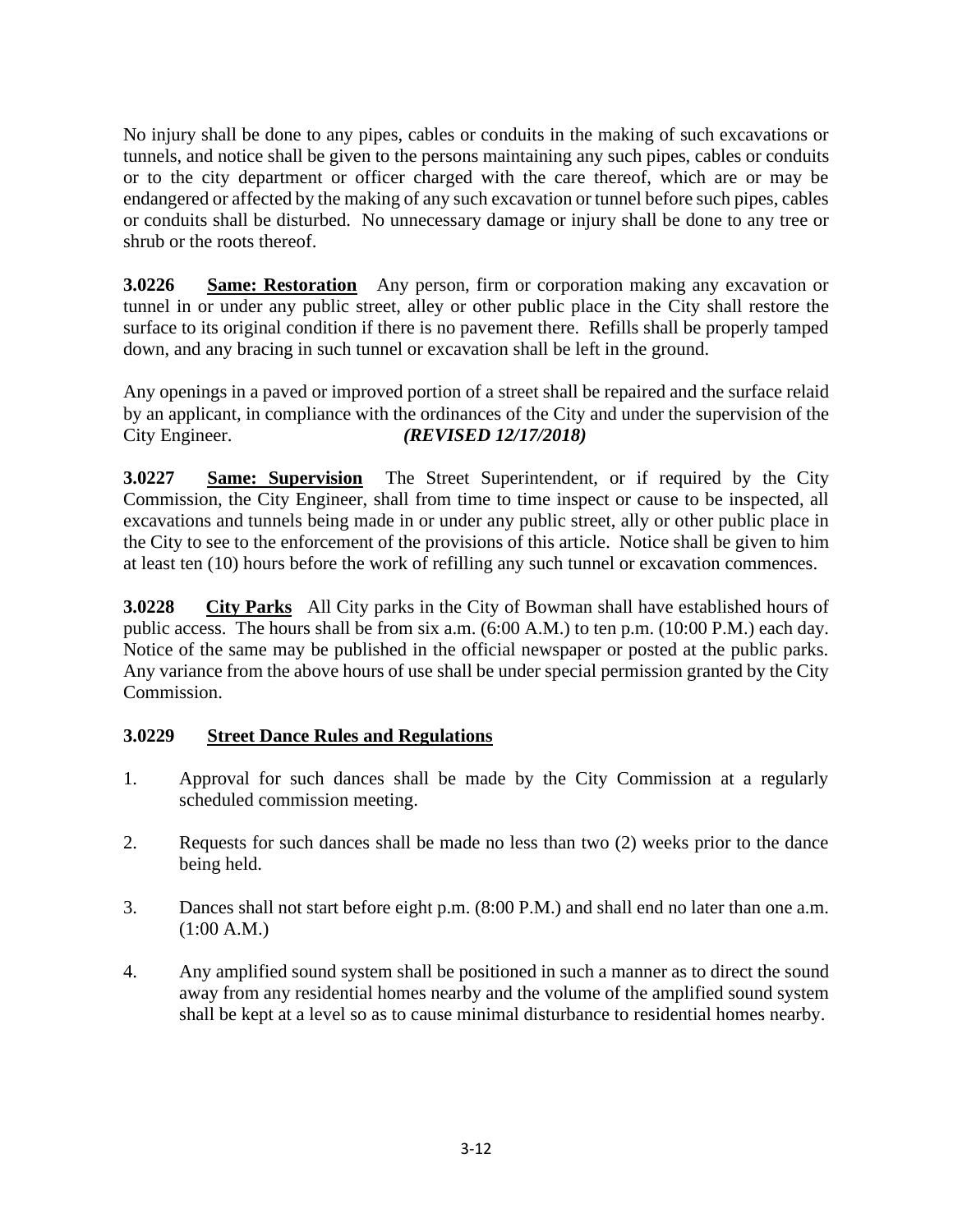No injury shall be done to any pipes, cables or conduits in the making of such excavations or tunnels, and notice shall be given to the persons maintaining any such pipes, cables or conduits or to the city department or officer charged with the care thereof, which are or may be endangered or affected by the making of any such excavation or tunnel before such pipes, cables or conduits shall be disturbed. No unnecessary damage or injury shall be done to any tree or shrub or the roots thereof.

**3.0226** **Same: Restoration** Any person, firm or corporation making any excavation or tunnel in or under any public street, alley or other public place in the City shall restore the surface to its original condition if there is no pavement there. Refills shall be properly tamped down, and any bracing in such tunnel or excavation shall be left in the ground.

Any openings in a paved or improved portion of a street shall be repaired and the surface relaid by an applicant, in compliance with the ordinances of the City and under the supervision of the City Engineer. ***(REVISED 12/17/2018)***

**3.0227** **Same: Supervision** The Street Superintendent, or if required by the City Commission, the City Engineer, shall from time to time inspect or cause to be inspected, all excavations and tunnels being made in or under any public street, ally or other public place in the City to see to the enforcement of the provisions of this article. Notice shall be given to him at least ten (10) hours before the work of refilling any such tunnel or excavation commences.

**3.0228** **City Parks** All City parks in the City of Bowman shall have established hours of public access. The hours shall be from six a.m. (6:00 A.M.) to ten p.m. (10:00 P.M.) each day. Notice of the same may be published in the official newspaper or posted at the public parks. Any variance from the above hours of use shall be under special permission granted by the City Commission.

**3.0229** **Street Dance Rules and Regulations**

1. Approval for such dances shall be made by the City Commission at a regularly scheduled commission meeting.

2. Requests for such dances shall be made no less than two (2) weeks prior to the dance being held.

3. Dances shall not start before eight p.m. (8:00 P.M.) and shall end no later than one a.m. (1:00 A.M.)

4. Any amplified sound system shall be positioned in such a manner as to direct the sound away from any residential homes nearby and the volume of the amplified sound system shall be kept at a level so as to cause minimal disturbance to residential homes nearby.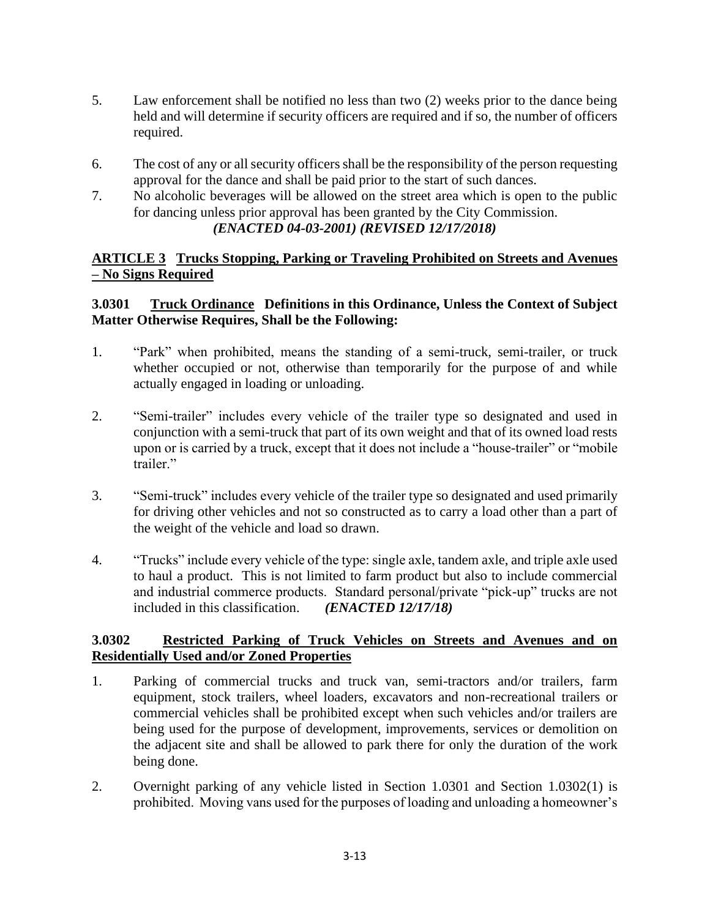5. Law enforcement shall be notified no less than two (2) weeks prior to the dance being held and will determine if security officers are required and if so, the number of officers required.

6. The cost of any or all security officers shall be the responsibility of the person requesting approval for the dance and shall be paid prior to the start of such dances.

7. No alcoholic beverages will be allowed on the street area which is open to the public for dancing unless prior approval has been granted by the City Commission.

*(ENACTED 04-03-2001) (REVISED 12/17/2018)*

## <u>ARTICLE 3 Trucks Stopping, Parking or Traveling Prohibited on Streets and Avenues – No Signs Required</u>

### 3.0301 <u>Truck Ordinance</u> Definitions in this Ordinance, Unless the Context of Subject Matter Otherwise Requires, Shall be the Following:

1. "Park" when prohibited, means the standing of a semi-truck, semi-trailer, or truck whether occupied or not, otherwise than temporarily for the purpose of and while actually engaged in loading or unloading.

2. "Semi-trailer" includes every vehicle of the trailer type so designated and used in conjunction with a semi-truck that part of its own weight and that of its owned load rests upon or is carried by a truck, except that it does not include a "house-trailer" or "mobile trailer."

3. "Semi-truck" includes every vehicle of the trailer type so designated and used primarily for driving other vehicles and not so constructed as to carry a load other than a part of the weight of the vehicle and load so drawn.

4. "Trucks" include every vehicle of the type: single axle, tandem axle, and triple axle used to haul a product. This is not limited to farm product but also to include commercial and industrial commerce products. Standard personal/private "pick-up" trucks are not included in this classification. ***(ENACTED 12/17/18)***

### 3.0302 <u>Restricted Parking of Truck Vehicles on Streets and Avenues and on Residentially Used and/or Zoned Properties</u>

1. Parking of commercial trucks and truck van, semi-tractors and/or trailers, farm equipment, stock trailers, wheel loaders, excavators and non-recreational trailers or commercial vehicles shall be prohibited except when such vehicles and/or trailers are being used for the purpose of development, improvements, services or demolition on the adjacent site and shall be allowed to park there for only the duration of the work being done.

2. Overnight parking of any vehicle listed in Section 1.0301 and Section 1.0302(1) is prohibited. Moving vans used for the purposes of loading and unloading a homeowner's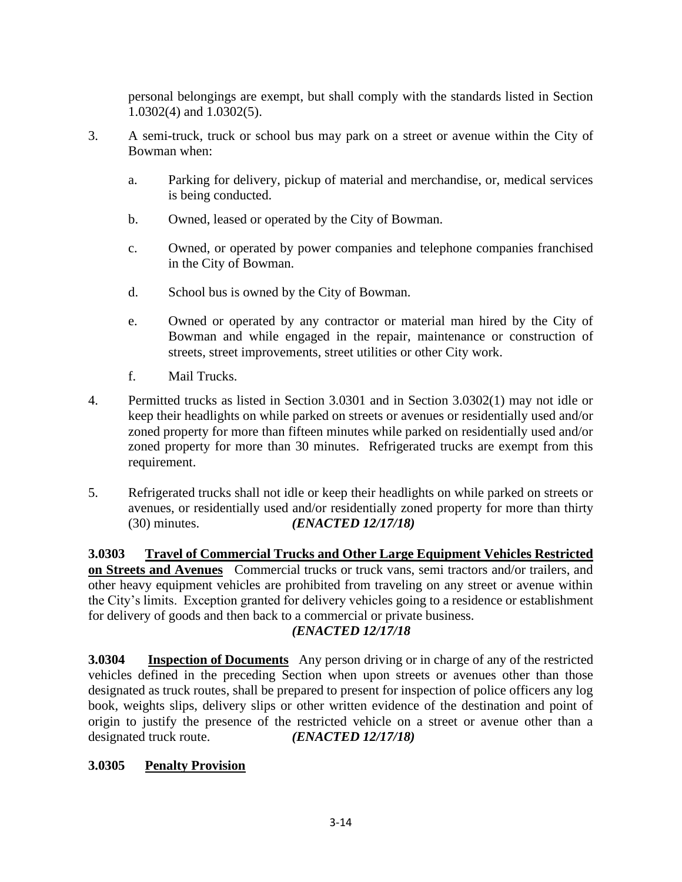personal belongings are exempt, but shall comply with the standards listed in Section 1.0302(4) and 1.0302(5).

3. A semi-truck, truck or school bus may park on a street or avenue within the City of Bowman when:

   a. Parking for delivery, pickup of material and merchandise, or, medical services is being conducted.

   b. Owned, leased or operated by the City of Bowman.

   c. Owned, or operated by power companies and telephone companies franchised in the City of Bowman.

   d. School bus is owned by the City of Bowman.

   e. Owned or operated by any contractor or material man hired by the City of Bowman and while engaged in the repair, maintenance or construction of streets, street improvements, street utilities or other City work.

   f. Mail Trucks.

4. Permitted trucks as listed in Section 3.0301 and in Section 3.0302(1) may not idle or keep their headlights on while parked on streets or avenues or residentially used and/or zoned property for more than fifteen minutes while parked on residentially used and/or zoned property for more than 30 minutes. Refrigerated trucks are exempt from this requirement.

5. Refrigerated trucks shall not idle or keep their headlights on while parked on streets or avenues, or residentially used and/or residentially zoned property for more than thirty (30) minutes. ***(ENACTED 12/17/18)***

**3.0303 <u>Travel of Commercial Trucks and Other Large Equipment Vehicles Restricted on Streets and Avenues</u>** Commercial trucks or truck vans, semi tractors and/or trailers, and other heavy equipment vehicles are prohibited from traveling on any street or avenue within the City's limits. Exception granted for delivery vehicles going to a residence or establishment for delivery of goods and then back to a commercial or private business.
***(ENACTED 12/17/18***

**3.0304 <u>Inspection of Documents</u>** Any person driving or in charge of any of the restricted vehicles defined in the preceding Section when upon streets or avenues other than those designated as truck routes, shall be prepared to present for inspection of police officers any log book, weights slips, delivery slips or other written evidence of the destination and point of origin to justify the presence of the restricted vehicle on a street or avenue other than a designated truck route. ***(ENACTED 12/17/18)***

**3.0305 <u>Penalty Provision</u>**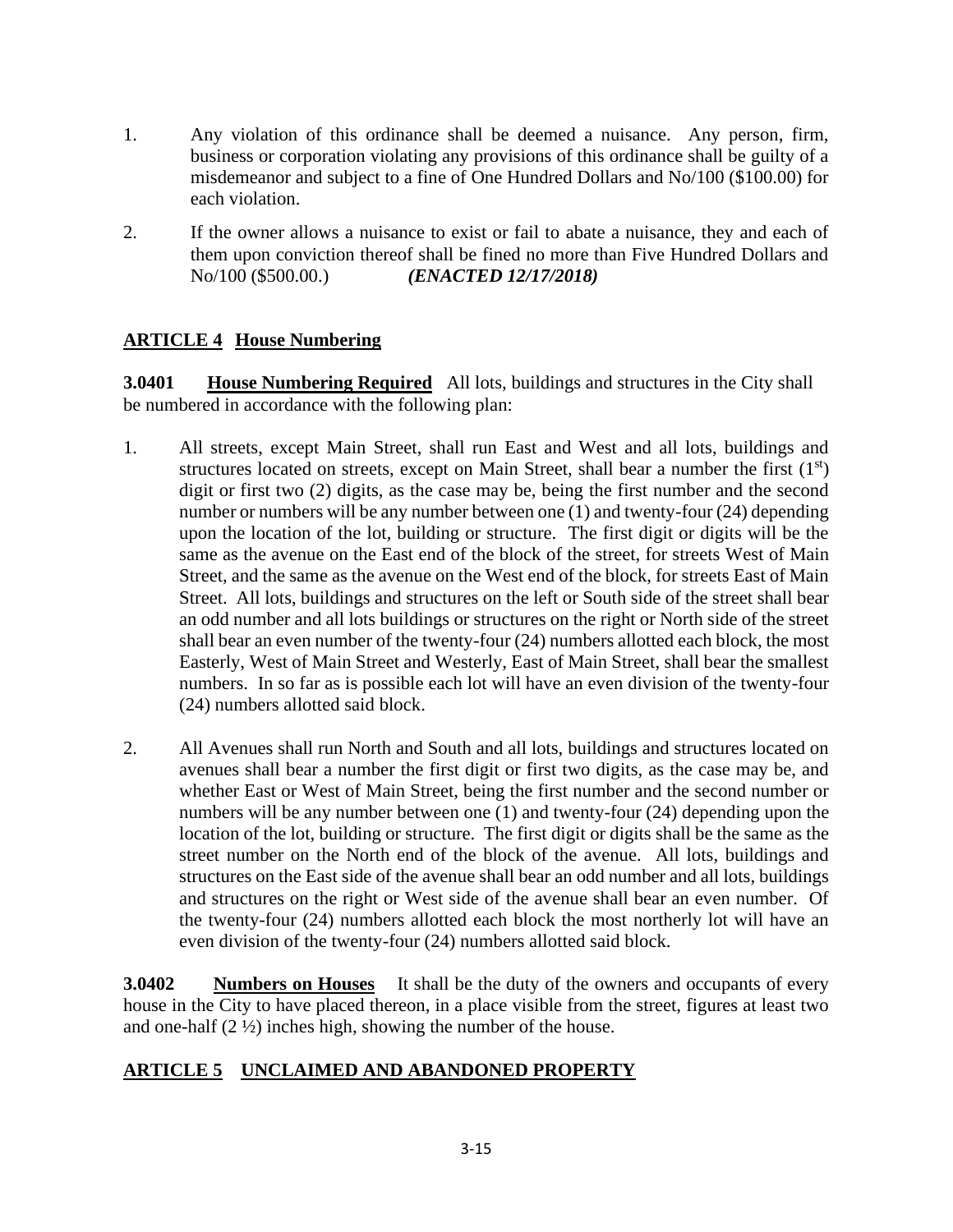1. Any violation of this ordinance shall be deemed a nuisance. Any person, firm, business or corporation violating any provisions of this ordinance shall be guilty of a misdemeanor and subject to a fine of One Hundred Dollars and No/100 ($100.00) for each violation.

2. If the owner allows a nuisance to exist or fail to abate a nuisance, they and each of them upon conviction thereof shall be fined no more than Five Hundred Dollars and No/100 ($500.00.) ***(ENACTED 12/17/2018)***

## **ARTICLE 4 House Numbering**

**3.0401 House Numbering Required** All lots, buildings and structures in the City shall be numbered in accordance with the following plan:

1. All streets, except Main Street, shall run East and West and all lots, buildings and structures located on streets, except on Main Street, shall bear a number the first (1st) digit or first two (2) digits, as the case may be, being the first number and the second number or numbers will be any number between one (1) and twenty-four (24) depending upon the location of the lot, building or structure. The first digit or digits will be the same as the avenue on the East end of the block of the street, for streets West of Main Street, and the same as the avenue on the West end of the block, for streets East of Main Street. All lots, buildings and structures on the left or South side of the street shall bear an odd number and all lots buildings or structures on the right or North side of the street shall bear an even number of the twenty-four (24) numbers allotted each block, the most Easterly, West of Main Street and Westerly, East of Main Street, shall bear the smallest numbers. In so far as is possible each lot will have an even division of the twenty-four (24) numbers allotted said block.

2. All Avenues shall run North and South and all lots, buildings and structures located on avenues shall bear a number the first digit or first two digits, as the case may be, and whether East or West of Main Street, being the first number and the second number or numbers will be any number between one (1) and twenty-four (24) depending upon the location of the lot, building or structure. The first digit or digits shall be the same as the street number on the North end of the block of the avenue. All lots, buildings and structures on the East side of the avenue shall bear an odd number and all lots, buildings and structures on the right or West side of the avenue shall bear an even number. Of the twenty-four (24) numbers allotted each block the most northerly lot will have an even division of the twenty-four (24) numbers allotted said block.

**3.0402 Numbers on Houses** It shall be the duty of the owners and occupants of every house in the City to have placed thereon, in a place visible from the street, figures at least two and one-half (2 ½) inches high, showing the number of the house.

## **ARTICLE 5 UNCLAIMED AND ABANDONED PROPERTY**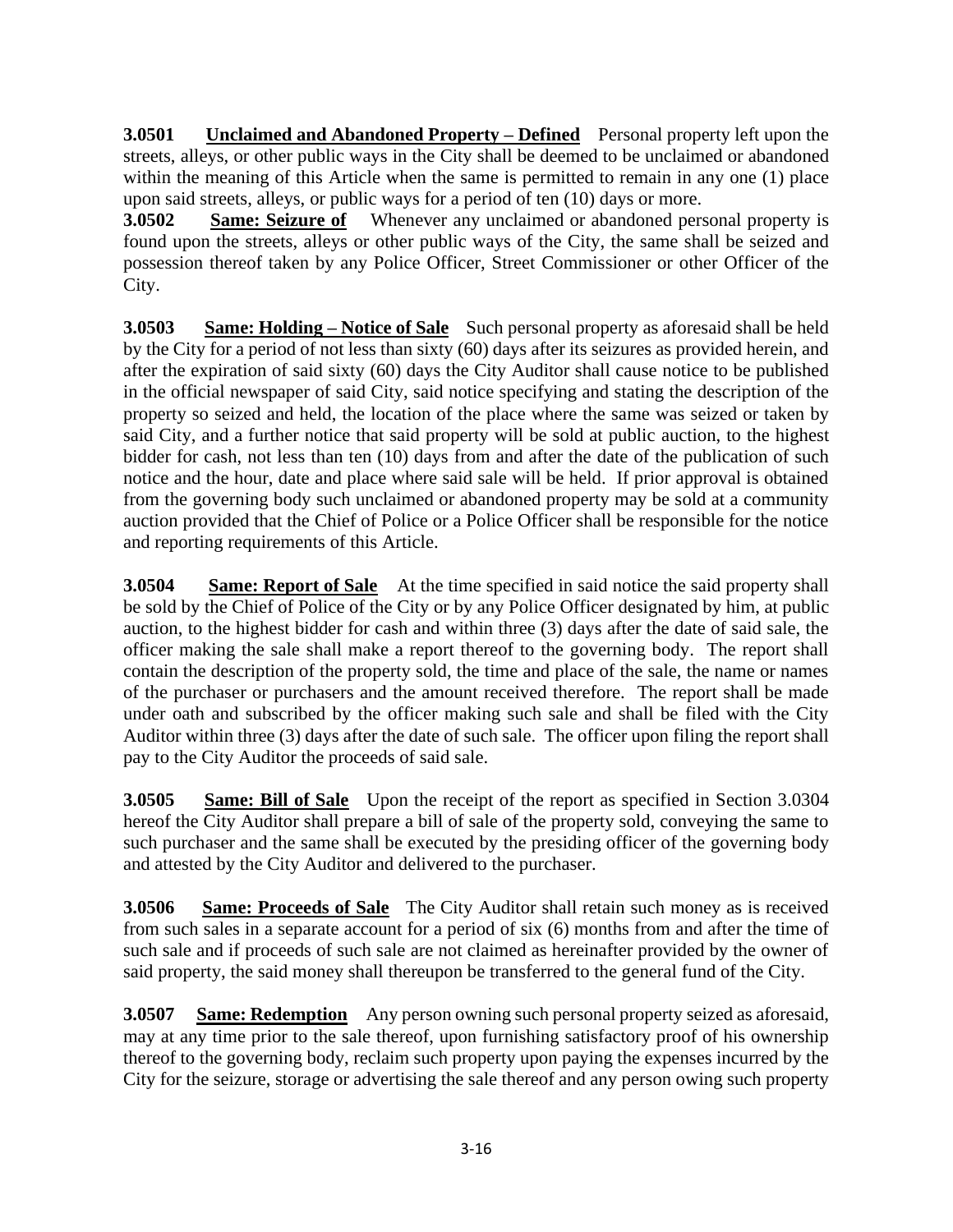**3.0501 Unclaimed and Abandoned Property – Defined** Personal property left upon the streets, alleys, or other public ways in the City shall be deemed to be unclaimed or abandoned within the meaning of this Article when the same is permitted to remain in any one (1) place upon said streets, alleys, or public ways for a period of ten (10) days or more.

**3.0502 Same: Seizure of** Whenever any unclaimed or abandoned personal property is found upon the streets, alleys or other public ways of the City, the same shall be seized and possession thereof taken by any Police Officer, Street Commissioner or other Officer of the City.

**3.0503 Same: Holding – Notice of Sale** Such personal property as aforesaid shall be held by the City for a period of not less than sixty (60) days after its seizures as provided herein, and after the expiration of said sixty (60) days the City Auditor shall cause notice to be published in the official newspaper of said City, said notice specifying and stating the description of the property so seized and held, the location of the place where the same was seized or taken by said City, and a further notice that said property will be sold at public auction, to the highest bidder for cash, not less than ten (10) days from and after the date of the publication of such notice and the hour, date and place where said sale will be held. If prior approval is obtained from the governing body such unclaimed or abandoned property may be sold at a community auction provided that the Chief of Police or a Police Officer shall be responsible for the notice and reporting requirements of this Article.

**3.0504 Same: Report of Sale** At the time specified in said notice the said property shall be sold by the Chief of Police of the City or by any Police Officer designated by him, at public auction, to the highest bidder for cash and within three (3) days after the date of said sale, the officer making the sale shall make a report thereof to the governing body. The report shall contain the description of the property sold, the time and place of the sale, the name or names of the purchaser or purchasers and the amount received therefore. The report shall be made under oath and subscribed by the officer making such sale and shall be filed with the City Auditor within three (3) days after the date of such sale. The officer upon filing the report shall pay to the City Auditor the proceeds of said sale.

**3.0505 Same: Bill of Sale** Upon the receipt of the report as specified in Section 3.0304 hereof the City Auditor shall prepare a bill of sale of the property sold, conveying the same to such purchaser and the same shall be executed by the presiding officer of the governing body and attested by the City Auditor and delivered to the purchaser.

**3.0506 Same: Proceeds of Sale** The City Auditor shall retain such money as is received from such sales in a separate account for a period of six (6) months from and after the time of such sale and if proceeds of such sale are not claimed as hereinafter provided by the owner of said property, the said money shall thereupon be transferred to the general fund of the City.

**3.0507 Same: Redemption** Any person owning such personal property seized as aforesaid, may at any time prior to the sale thereof, upon furnishing satisfactory proof of his ownership thereof to the governing body, reclaim such property upon paying the expenses incurred by the City for the seizure, storage or advertising the sale thereof and any person owing such property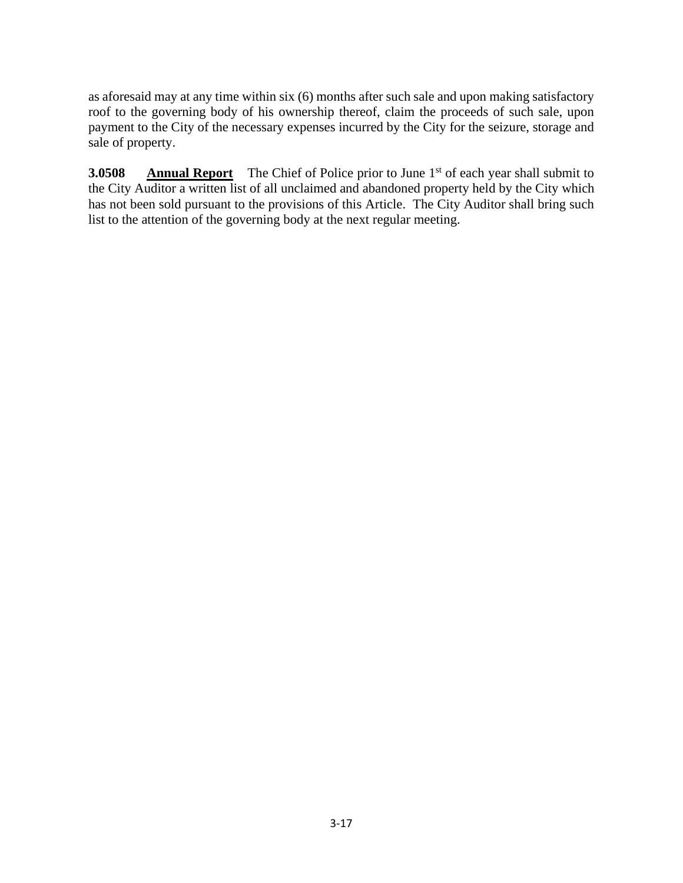as aforesaid may at any time within six (6) months after such sale and upon making satisfactory roof to the governing body of his ownership thereof, claim the proceeds of such sale, upon payment to the City of the necessary expenses incurred by the City for the seizure, storage and sale of property.

**3.0508 Annual Report** The Chief of Police prior to June 1st of each year shall submit to the City Auditor a written list of all unclaimed and abandoned property held by the City which has not been sold pursuant to the provisions of this Article. The City Auditor shall bring such list to the attention of the governing body at the next regular meeting.